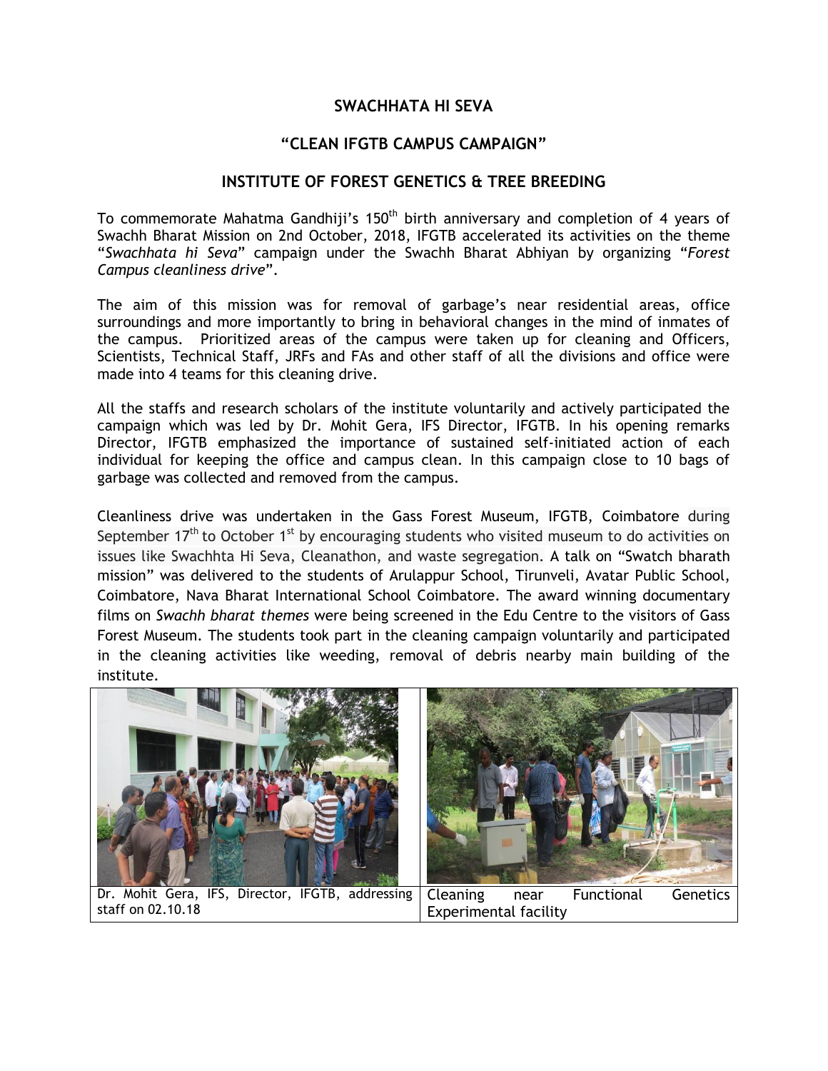## SWACHHATA HI SEVA

## "CLEAN IFGTB CAMPUS CAMPAIGN"

## INSTITUTE OF FOREST GENETICS & TREE BREEDING

To commemorate Mahatma Gandhiji's 150th birth anniversary and completion of 4 years of Swachh Bharat Mission on 2nd October, 2018, IFGTB accelerated its activities on the theme "*Swachhata hi Seva*" campaign under the Swachh Bharat Abhiyan by organizing "*Forest Campus cleanliness drive*".

The aim of this mission was for removal of garbage's near residential areas, office surroundings and more importantly to bring in behavioral changes in the mind of inmates of the campus. Prioritized areas of the campus were taken up for cleaning and Officers, Scientists, Technical Staff, JRFs and FAs and other staff of all the divisions and office were made into 4 teams for this cleaning drive.

All the staffs and research scholars of the institute voluntarily and actively participated the campaign which was led by Dr. Mohit Gera, IFS Director, IFGTB. In his opening remarks Director, IFGTB emphasized the importance of sustained self-initiated action of each individual for keeping the office and campus clean. In this campaign close to 10 bags of garbage was collected and removed from the campus.

Cleanliness drive was undertaken in the Gass Forest Museum, IFGTB, Coimbatore during September 17th to October 1st by encouraging students who visited museum to do activities on issues like Swachhta Hi Seva, Cleanathon, and waste segregation. A talk on "Swatch bharath mission" was delivered to the students of Arulappur School, Tirunveli, Avatar Public School, Coimbatore, Nava Bharat International School Coimbatore. The award winning documentary films on *Swachh bharat themes* were being screened in the Edu Centre to the visitors of Gass Forest Museum. The students took part in the cleaning campaign voluntarily and participated in the cleaning activities like weeding, removal of debris nearby main building of the institute.

Dr. Mohit Gera, IFS, Director, IFGTB, addressing staff on 02.10.18

Cleaning near Functional Genetics Experimental facility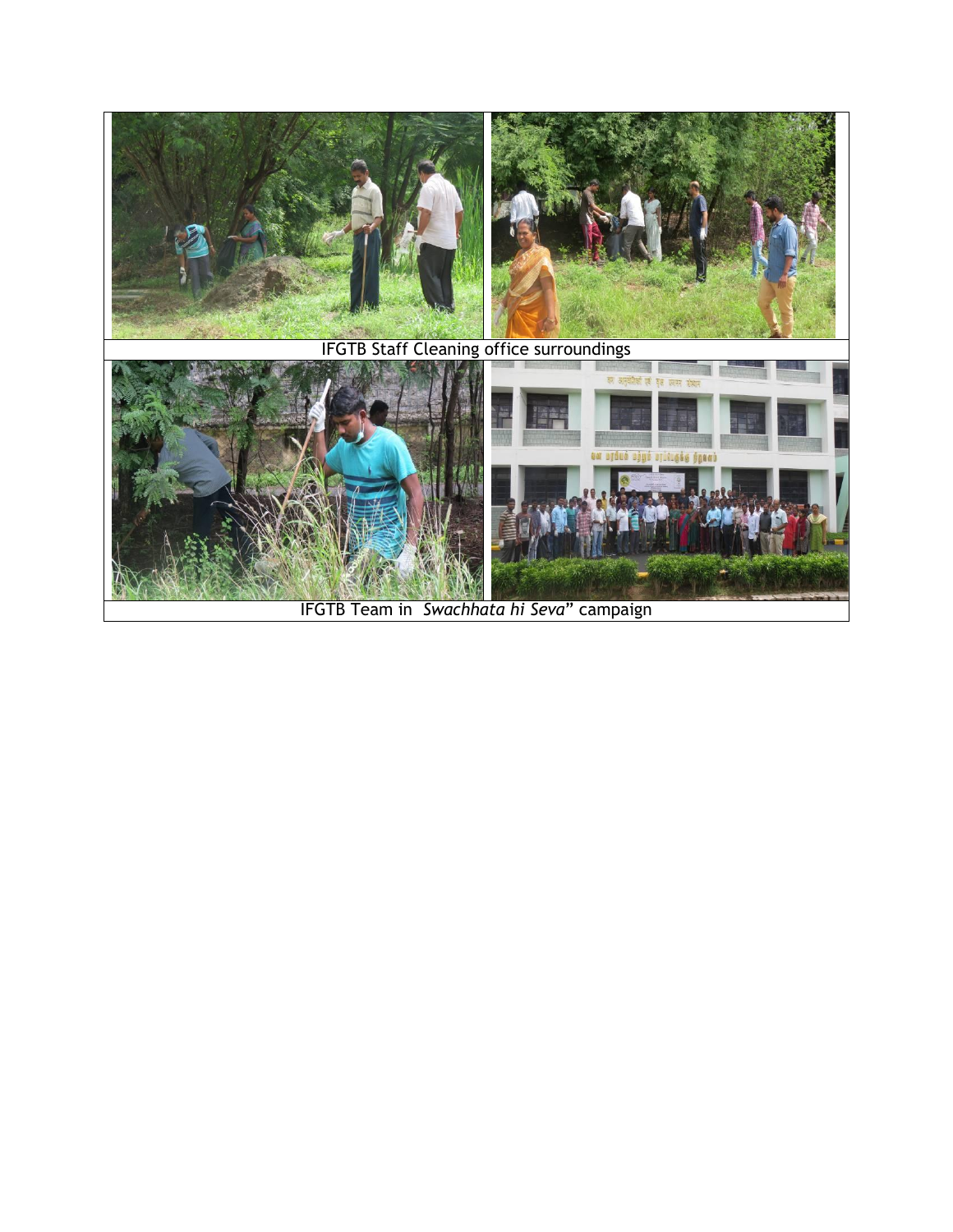IFGTB Staff Cleaning office surroundings

IFGTB Team in *Swachhata hi Seva*" campaign